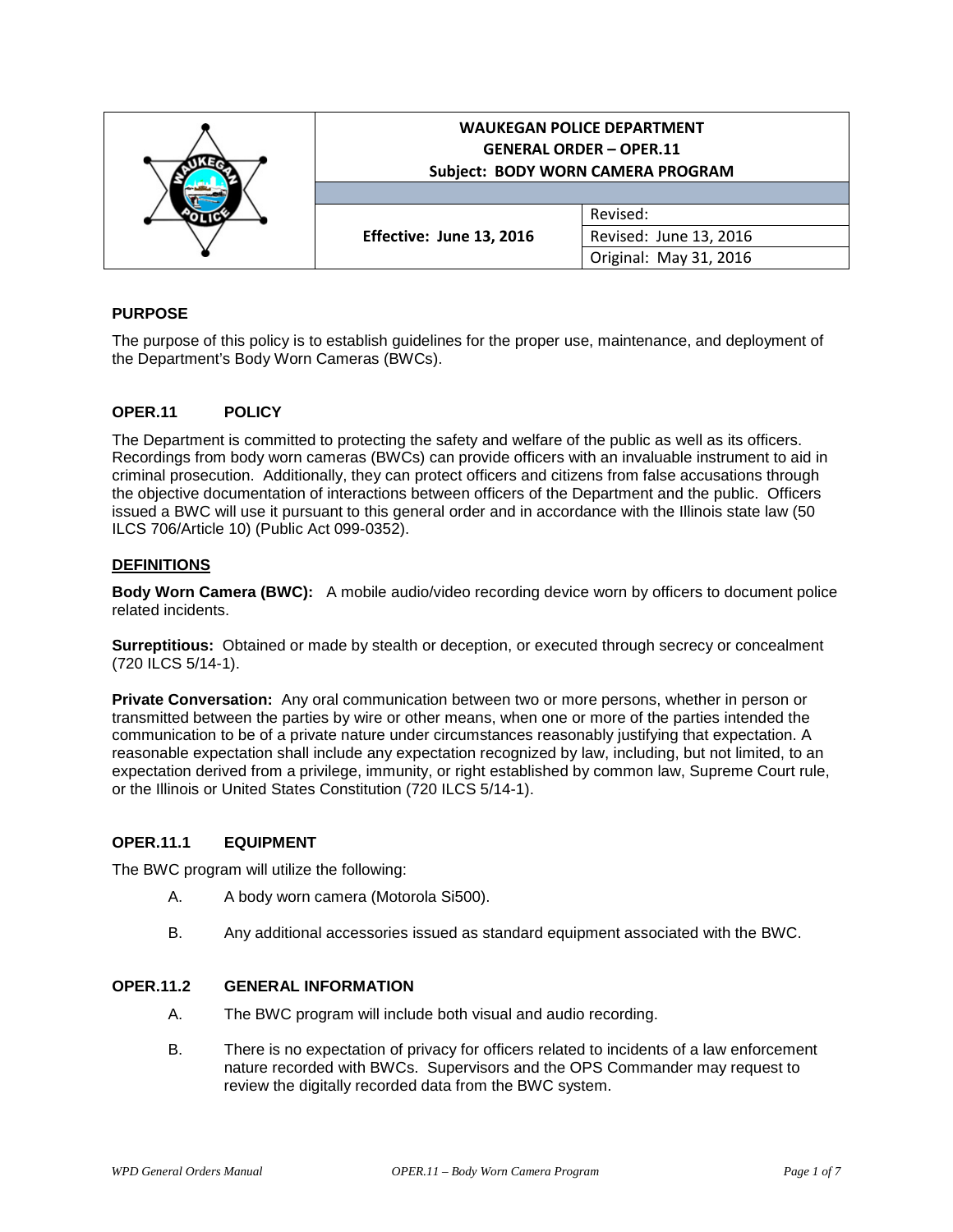| | WAUKEGAN POLICE DEPARTMENT<br>GENERAL ORDER – OPER.11<br>Subject: BODY WORN CAMERA PROGRAM | |
|---|---|---|
| | | |
| | Effective: June 13, 2016 | Revised: |
| | | Revised: June 13, 2016 |
| | | Original: May 31, 2016 |

## PURPOSE

The purpose of this policy is to establish guidelines for the proper use, maintenance, and deployment of the Department's Body Worn Cameras (BWCs).

## OPER.11 POLICY

The Department is committed to protecting the safety and welfare of the public as well as its officers. Recordings from body worn cameras (BWCs) can provide officers with an invaluable instrument to aid in criminal prosecution. Additionally, they can protect officers and citizens from false accusations through the objective documentation of interactions between officers of the Department and the public. Officers issued a BWC will use it pursuant to this general order and in accordance with the Illinois state law (50 ILCS 706/Article 10) (Public Act 099-0352).

## DEFINITIONS

**Body Worn Camera (BWC):** A mobile audio/video recording device worn by officers to document police related incidents.

**Surreptitious:** Obtained or made by stealth or deception, or executed through secrecy or concealment (720 ILCS 5/14-1).

**Private Conversation:** Any oral communication between two or more persons, whether in person or transmitted between the parties by wire or other means, when one or more of the parties intended the communication to be of a private nature under circumstances reasonably justifying that expectation. A reasonable expectation shall include any expectation recognized by law, including, but not limited, to an expectation derived from a privilege, immunity, or right established by common law, Supreme Court rule, or the Illinois or United States Constitution (720 ILCS 5/14-1).

## OPER.11.1 EQUIPMENT

The BWC program will utilize the following:

A. A body worn camera (Motorola Si500).

B. Any additional accessories issued as standard equipment associated with the BWC.

## OPER.11.2 GENERAL INFORMATION

A. The BWC program will include both visual and audio recording.

B. There is no expectation of privacy for officers related to incidents of a law enforcement nature recorded with BWCs. Supervisors and the OPS Commander may request to review the digitally recorded data from the BWC system.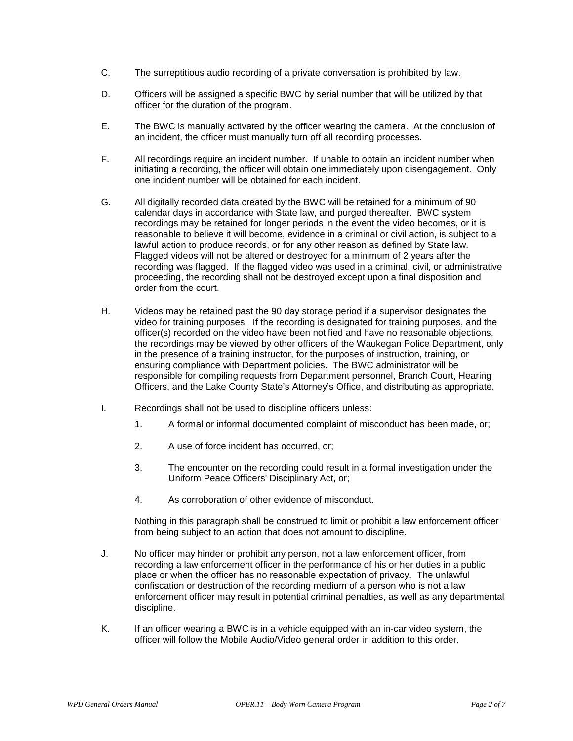C. The surreptitious audio recording of a private conversation is prohibited by law.

D. Officers will be assigned a specific BWC by serial number that will be utilized by that officer for the duration of the program.

E. The BWC is manually activated by the officer wearing the camera. At the conclusion of an incident, the officer must manually turn off all recording processes.

F. All recordings require an incident number. If unable to obtain an incident number when initiating a recording, the officer will obtain one immediately upon disengagement. Only one incident number will be obtained for each incident.

G. All digitally recorded data created by the BWC will be retained for a minimum of 90 calendar days in accordance with State law, and purged thereafter. BWC system recordings may be retained for longer periods in the event the video becomes, or it is reasonable to believe it will become, evidence in a criminal or civil action, is subject to a lawful action to produce records, or for any other reason as defined by State law. Flagged videos will not be altered or destroyed for a minimum of 2 years after the recording was flagged. If the flagged video was used in a criminal, civil, or administrative proceeding, the recording shall not be destroyed except upon a final disposition and order from the court.

H. Videos may be retained past the 90 day storage period if a supervisor designates the video for training purposes. If the recording is designated for training purposes, and the officer(s) recorded on the video have been notified and have no reasonable objections, the recordings may be viewed by other officers of the Waukegan Police Department, only in the presence of a training instructor, for the purposes of instruction, training, or ensuring compliance with Department policies. The BWC administrator will be responsible for compiling requests from Department personnel, Branch Court, Hearing Officers, and the Lake County State's Attorney's Office, and distributing as appropriate.

I. Recordings shall not be used to discipline officers unless:

   1. A formal or informal documented complaint of misconduct has been made, or;

   2. A use of force incident has occurred, or;

   3. The encounter on the recording could result in a formal investigation under the Uniform Peace Officers' Disciplinary Act, or;

   4. As corroboration of other evidence of misconduct.

   Nothing in this paragraph shall be construed to limit or prohibit a law enforcement officer from being subject to an action that does not amount to discipline.

J. No officer may hinder or prohibit any person, not a law enforcement officer, from recording a law enforcement officer in the performance of his or her duties in a public place or when the officer has no reasonable expectation of privacy. The unlawful confiscation or destruction of the recording medium of a person who is not a law enforcement officer may result in potential criminal penalties, as well as any departmental discipline.

K. If an officer wearing a BWC is in a vehicle equipped with an in-car video system, the officer will follow the Mobile Audio/Video general order in addition to this order.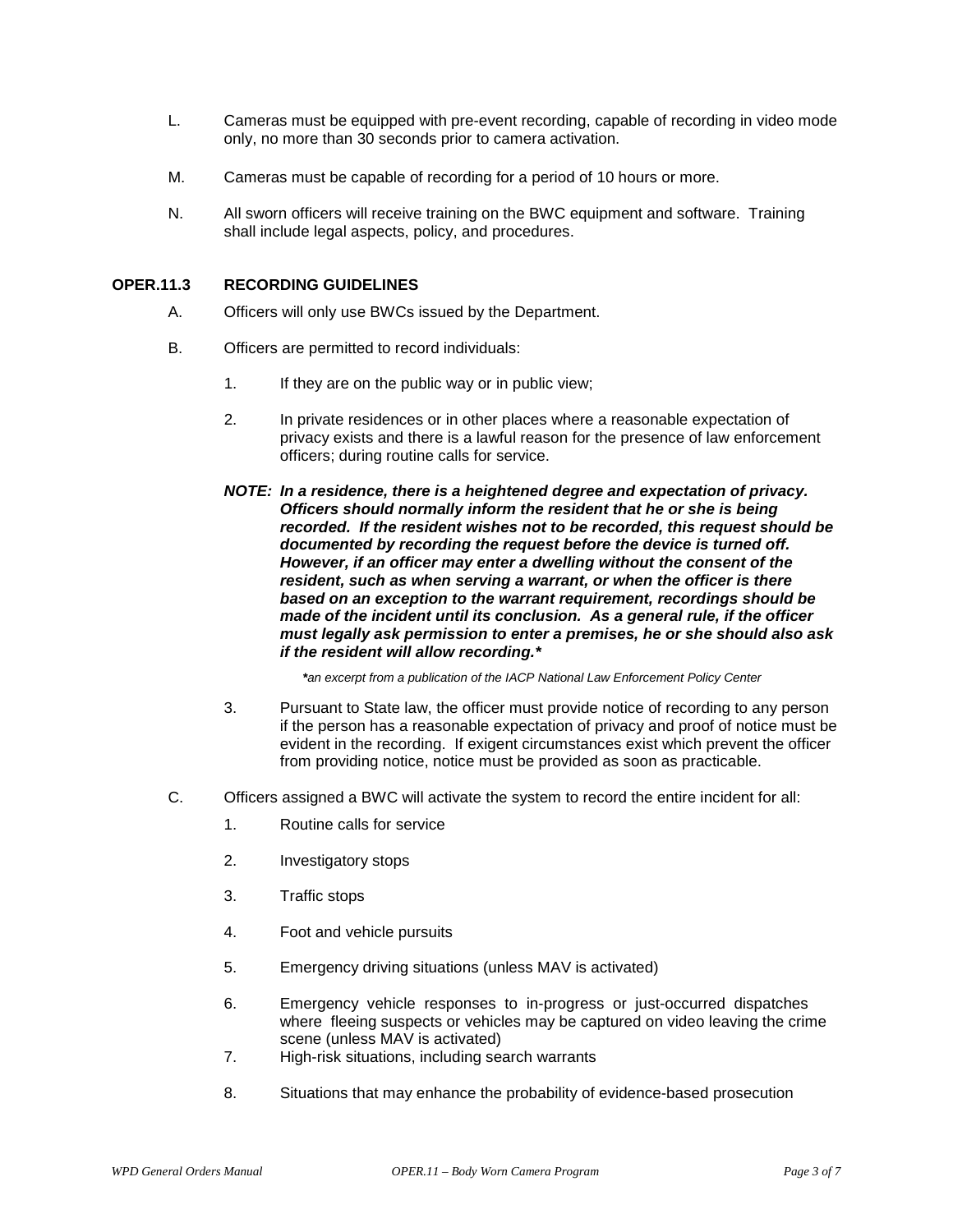L. Cameras must be equipped with pre-event recording, capable of recording in video mode only, no more than 30 seconds prior to camera activation.

M. Cameras must be capable of recording for a period of 10 hours or more.

N. All sworn officers will receive training on the BWC equipment and software. Training shall include legal aspects, policy, and procedures.

## OPER.11.3 RECORDING GUIDELINES

A. Officers will only use BWCs issued by the Department.

B. Officers are permitted to record individuals:

1. If they are on the public way or in public view;

2. In private residences or in other places where a reasonable expectation of privacy exists and there is a lawful reason for the presence of law enforcement officers; during routine calls for service.

***NOTE: In a residence, there is a heightened degree and expectation of privacy. Officers should normally inform the resident that he or she is being recorded. If the resident wishes not to be recorded, this request should be documented by recording the request before the device is turned off. However, if an officer may enter a dwelling without the consent of the resident, such as when serving a warrant, or when the officer is there based on an exception to the warrant requirement, recordings should be made of the incident until its conclusion. As a general rule, if the officer must legally ask permission to enter a premises, he or she should also ask if the resident will allow recording.****

*\*an excerpt from a publication of the IACP National Law Enforcement Policy Center*

3. Pursuant to State law, the officer must provide notice of recording to any person if the person has a reasonable expectation of privacy and proof of notice must be evident in the recording. If exigent circumstances exist which prevent the officer from providing notice, notice must be provided as soon as practicable.

C. Officers assigned a BWC will activate the system to record the entire incident for all:

1. Routine calls for service

2. Investigatory stops

3. Traffic stops

4. Foot and vehicle pursuits

5. Emergency driving situations (unless MAV is activated)

6. Emergency vehicle responses to in-progress or just-occurred dispatches where fleeing suspects or vehicles may be captured on video leaving the crime scene (unless MAV is activated)

7. High-risk situations, including search warrants

8. Situations that may enhance the probability of evidence-based prosecution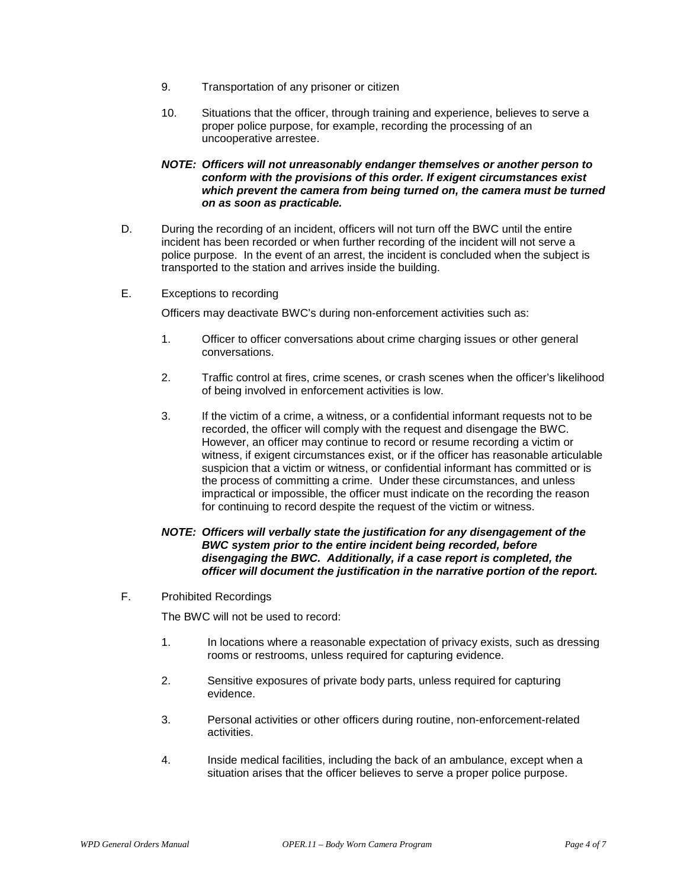9. Transportation of any prisoner or citizen

10. Situations that the officer, through training and experience, believes to serve a proper police purpose, for example, recording the processing of an uncooperative arrestee.

***NOTE: Officers will not unreasonably endanger themselves or another person to conform with the provisions of this order. If exigent circumstances exist which prevent the camera from being turned on, the camera must be turned on as soon as practicable.***

D. During the recording of an incident, officers will not turn off the BWC until the entire incident has been recorded or when further recording of the incident will not serve a police purpose. In the event of an arrest, the incident is concluded when the subject is transported to the station and arrives inside the building.

E. Exceptions to recording

Officers may deactivate BWC's during non-enforcement activities such as:

1. Officer to officer conversations about crime charging issues or other general conversations.

2. Traffic control at fires, crime scenes, or crash scenes when the officer's likelihood of being involved in enforcement activities is low.

3. If the victim of a crime, a witness, or a confidential informant requests not to be recorded, the officer will comply with the request and disengage the BWC. However, an officer may continue to record or resume recording a victim or witness, if exigent circumstances exist, or if the officer has reasonable articulable suspicion that a victim or witness, or confidential informant has committed or is the process of committing a crime. Under these circumstances, and unless impractical or impossible, the officer must indicate on the recording the reason for continuing to record despite the request of the victim or witness.

***NOTE: Officers will verbally state the justification for any disengagement of the BWC system prior to the entire incident being recorded, before disengaging the BWC. Additionally, if a case report is completed, the officer will document the justification in the narrative portion of the report.***

F. Prohibited Recordings

The BWC will not be used to record:

1. In locations where a reasonable expectation of privacy exists, such as dressing rooms or restrooms, unless required for capturing evidence.

2. Sensitive exposures of private body parts, unless required for capturing evidence.

3. Personal activities or other officers during routine, non-enforcement-related activities.

4. Inside medical facilities, including the back of an ambulance, except when a situation arises that the officer believes to serve a proper police purpose.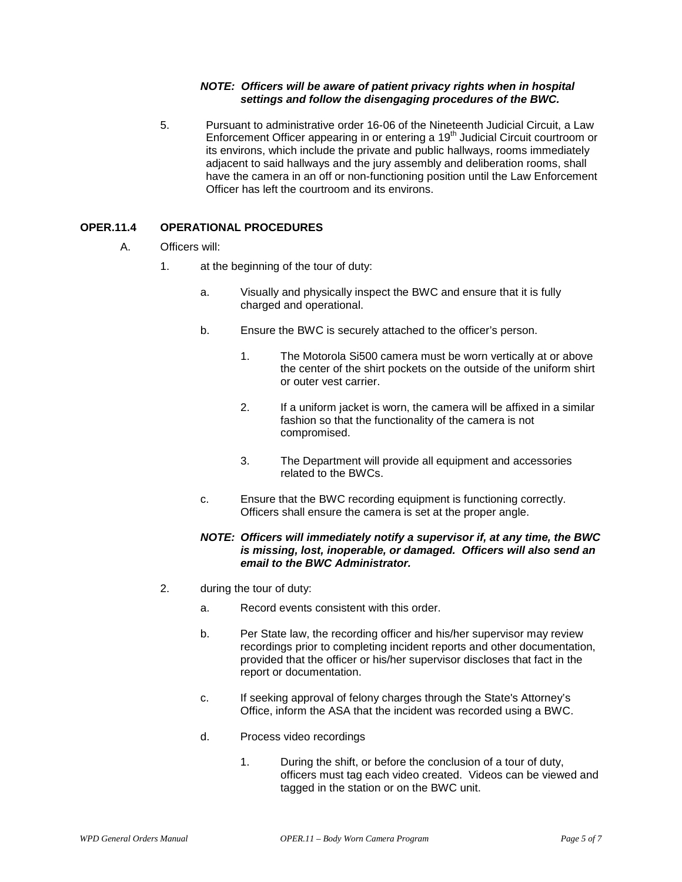***NOTE: Officers will be aware of patient privacy rights when in hospital settings and follow the disengaging procedures of the BWC.***

5. Pursuant to administrative order 16-06 of the Nineteenth Judicial Circuit, a Law Enforcement Officer appearing in or entering a 19th Judicial Circuit courtroom or its environs, which include the private and public hallways, rooms immediately adjacent to said hallways and the jury assembly and deliberation rooms, shall have the camera in an off or non-functioning position until the Law Enforcement Officer has left the courtroom and its environs.

## OPER.11.4 OPERATIONAL PROCEDURES

A. Officers will:

1. at the beginning of the tour of duty:

   a. Visually and physically inspect the BWC and ensure that it is fully charged and operational.

   b. Ensure the BWC is securely attached to the officer's person.

      1. The Motorola Si500 camera must be worn vertically at or above the center of the shirt pockets on the outside of the uniform shirt or outer vest carrier.

      2. If a uniform jacket is worn, the camera will be affixed in a similar fashion so that the functionality of the camera is not compromised.

      3. The Department will provide all equipment and accessories related to the BWCs.

   c. Ensure that the BWC recording equipment is functioning correctly. Officers shall ensure the camera is set at the proper angle.

   ***NOTE: Officers will immediately notify a supervisor if, at any time, the BWC is missing, lost, inoperable, or damaged. Officers will also send an email to the BWC Administrator.***

2. during the tour of duty:

   a. Record events consistent with this order.

   b. Per State law, the recording officer and his/her supervisor may review recordings prior to completing incident reports and other documentation, provided that the officer or his/her supervisor discloses that fact in the report or documentation.

   c. If seeking approval of felony charges through the State's Attorney's Office, inform the ASA that the incident was recorded using a BWC.

   d. Process video recordings

      1. During the shift, or before the conclusion of a tour of duty, officers must tag each video created. Videos can be viewed and tagged in the station or on the BWC unit.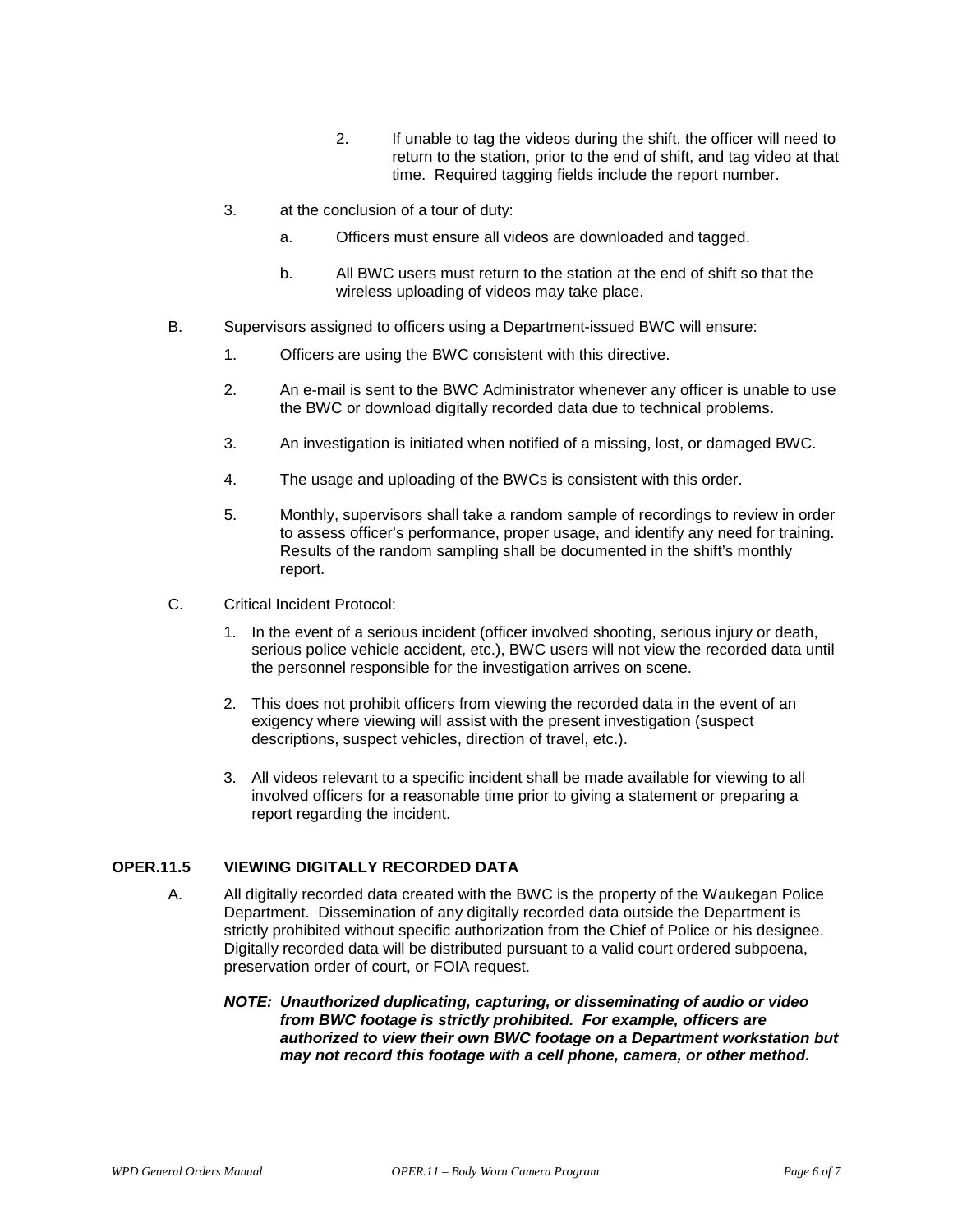2. If unable to tag the videos during the shift, the officer will need to return to the station, prior to the end of shift, and tag video at that time. Required tagging fields include the report number.

3. at the conclusion of a tour of duty:

   a. Officers must ensure all videos are downloaded and tagged.

   b. All BWC users must return to the station at the end of shift so that the wireless uploading of videos may take place.

B. Supervisors assigned to officers using a Department-issued BWC will ensure:

   1. Officers are using the BWC consistent with this directive.

   2. An e-mail is sent to the BWC Administrator whenever any officer is unable to use the BWC or download digitally recorded data due to technical problems.

   3. An investigation is initiated when notified of a missing, lost, or damaged BWC.

   4. The usage and uploading of the BWCs is consistent with this order.

   5. Monthly, supervisors shall take a random sample of recordings to review in order to assess officer's performance, proper usage, and identify any need for training. Results of the random sampling shall be documented in the shift's monthly report.

C. Critical Incident Protocol:

   1. In the event of a serious incident (officer involved shooting, serious injury or death, serious police vehicle accident, etc.), BWC users will not view the recorded data until the personnel responsible for the investigation arrives on scene.

   2. This does not prohibit officers from viewing the recorded data in the event of an exigency where viewing will assist with the present investigation (suspect descriptions, suspect vehicles, direction of travel, etc.).

   3. All videos relevant to a specific incident shall be made available for viewing to all involved officers for a reasonable time prior to giving a statement or preparing a report regarding the incident.

## OPER.11.5 VIEWING DIGITALLY RECORDED DATA

A. All digitally recorded data created with the BWC is the property of the Waukegan Police Department. Dissemination of any digitally recorded data outside the Department is strictly prohibited without specific authorization from the Chief of Police or his designee. Digitally recorded data will be distributed pursuant to a valid court ordered subpoena, preservation order of court, or FOIA request.

   ***NOTE: Unauthorized duplicating, capturing, or disseminating of audio or video from BWC footage is strictly prohibited. For example, officers are authorized to view their own BWC footage on a Department workstation but may not record this footage with a cell phone, camera, or other method.***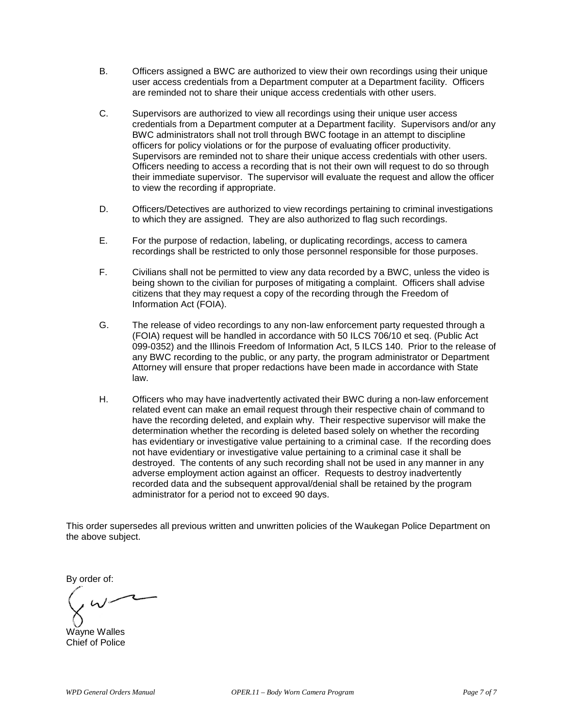B. Officers assigned a BWC are authorized to view their own recordings using their unique user access credentials from a Department computer at a Department facility. Officers are reminded not to share their unique access credentials with other users.

C. Supervisors are authorized to view all recordings using their unique user access credentials from a Department computer at a Department facility. Supervisors and/or any BWC administrators shall not troll through BWC footage in an attempt to discipline officers for policy violations or for the purpose of evaluating officer productivity. Supervisors are reminded not to share their unique access credentials with other users. Officers needing to access a recording that is not their own will request to do so through their immediate supervisor. The supervisor will evaluate the request and allow the officer to view the recording if appropriate.

D. Officers/Detectives are authorized to view recordings pertaining to criminal investigations to which they are assigned. They are also authorized to flag such recordings.

E. For the purpose of redaction, labeling, or duplicating recordings, access to camera recordings shall be restricted to only those personnel responsible for those purposes.

F. Civilians shall not be permitted to view any data recorded by a BWC, unless the video is being shown to the civilian for purposes of mitigating a complaint. Officers shall advise citizens that they may request a copy of the recording through the Freedom of Information Act (FOIA).

G. The release of video recordings to any non-law enforcement party requested through a (FOIA) request will be handled in accordance with 50 ILCS 706/10 et seq. (Public Act 099-0352) and the Illinois Freedom of Information Act, 5 ILCS 140. Prior to the release of any BWC recording to the public, or any party, the program administrator or Department Attorney will ensure that proper redactions have been made in accordance with State law.

H. Officers who may have inadvertently activated their BWC during a non-law enforcement related event can make an email request through their respective chain of command to have the recording deleted, and explain why. Their respective supervisor will make the determination whether the recording is deleted based solely on whether the recording has evidentiary or investigative value pertaining to a criminal case. If the recording does not have evidentiary or investigative value pertaining to a criminal case it shall be destroyed. The contents of any such recording shall not be used in any manner in any adverse employment action against an officer. Requests to destroy inadvertently recorded data and the subsequent approval/denial shall be retained by the program administrator for a period not to exceed 90 days.

This order supersedes all previous written and unwritten policies of the Waukegan Police Department on the above subject.

By order of:

Wayne Walles
Chief of Police